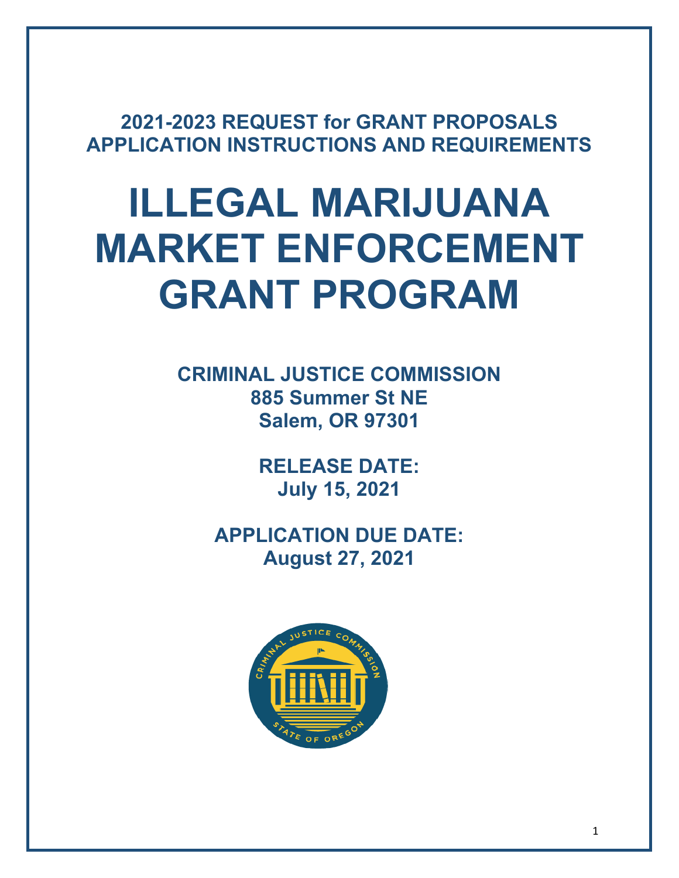**2021-2023 REQUEST for GRANT PROPOSALS**
**APPLICATION INSTRUCTIONS AND REQUIREMENTS**

# ILLEGAL MARIJUANA MARKET ENFORCEMENT GRANT PROGRAM

**CRIMINAL JUSTICE COMMISSION**
**885 Summer St NE**
**Salem, OR 97301**

**RELEASE DATE:**
**July 15, 2021**

**APPLICATION DUE DATE:**
**August 27, 2021**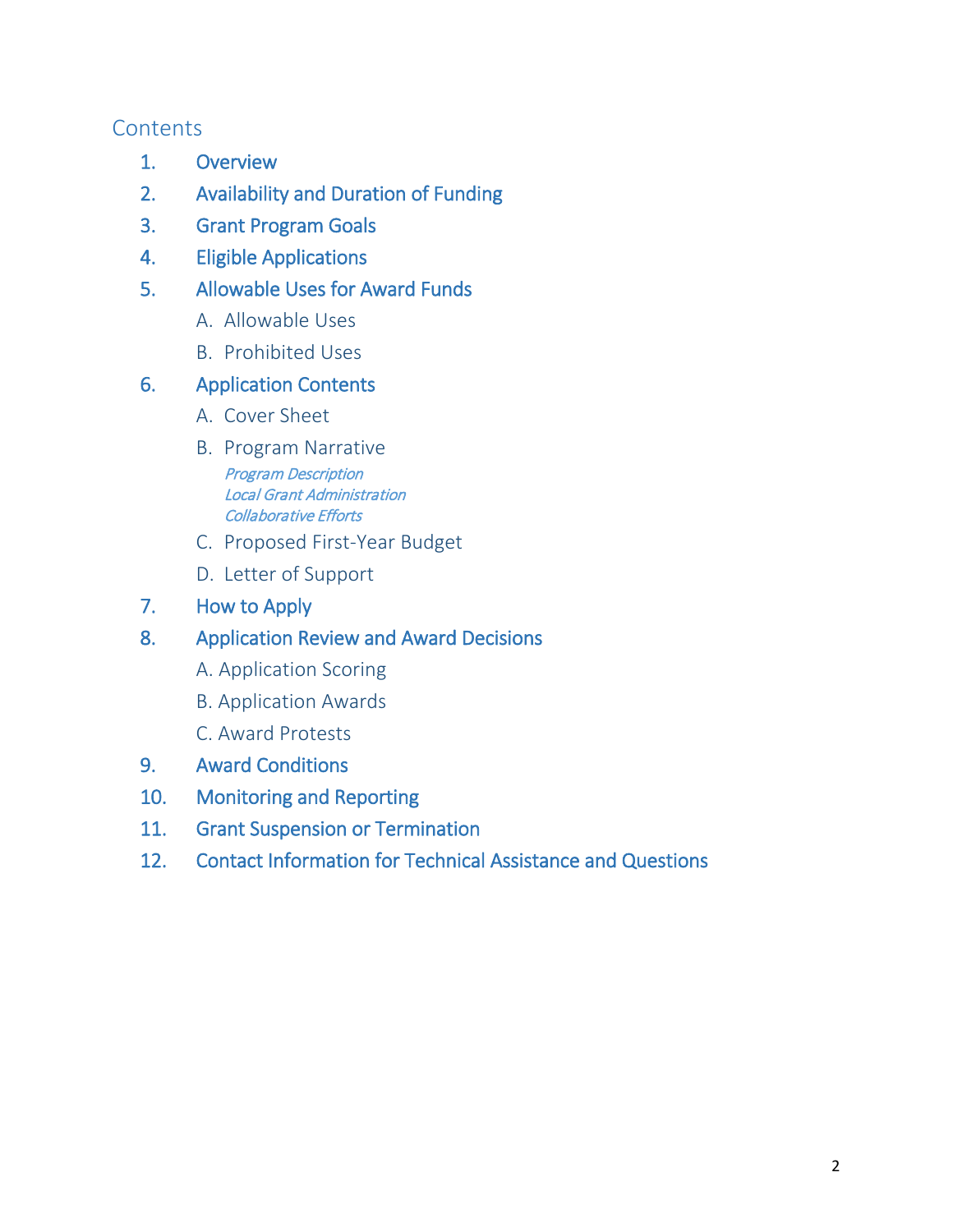## Contents

1. Overview
2. Availability and Duration of Funding
3. Grant Program Goals
4. Eligible Applications
5. Allowable Uses for Award Funds
   - A. Allowable Uses
   - B. Prohibited Uses
6. Application Contents
   - A. Cover Sheet
   - B. Program Narrative
     - *Program Description*
     - *Local Grant Administration*
     - *Collaborative Efforts*
   - C. Proposed First-Year Budget
   - D. Letter of Support
7. How to Apply
8. Application Review and Award Decisions
   - A. Application Scoring
   - B. Application Awards
   - C. Award Protests
9. Award Conditions
10. Monitoring and Reporting
11. Grant Suspension or Termination
12. Contact Information for Technical Assistance and Questions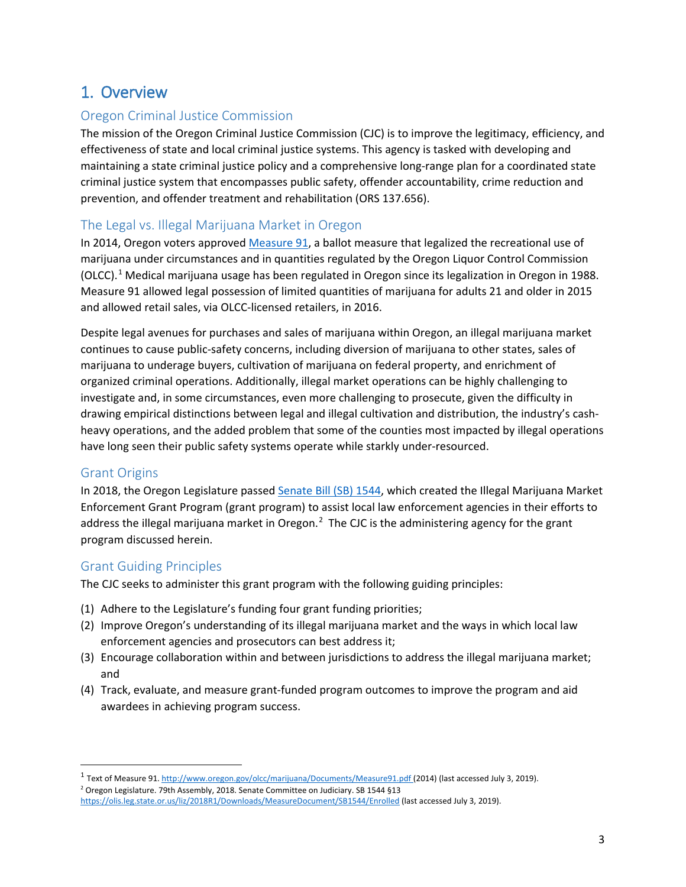# 1. Overview

## Oregon Criminal Justice Commission

The mission of the Oregon Criminal Justice Commission (CJC) is to improve the legitimacy, efficiency, and effectiveness of state and local criminal justice systems. This agency is tasked with developing and maintaining a state criminal justice policy and a comprehensive long-range plan for a coordinated state criminal justice system that encompasses public safety, offender accountability, crime reduction and prevention, and offender treatment and rehabilitation (ORS 137.656).

## The Legal vs. Illegal Marijuana Market in Oregon

In 2014, Oregon voters approved Measure 91, a ballot measure that legalized the recreational use of marijuana under circumstances and in quantities regulated by the Oregon Liquor Control Commission (OLCC).[1] Medical marijuana usage has been regulated in Oregon since its legalization in Oregon in 1988. Measure 91 allowed legal possession of limited quantities of marijuana for adults 21 and older in 2015 and allowed retail sales, via OLCC-licensed retailers, in 2016.

Despite legal avenues for purchases and sales of marijuana within Oregon, an illegal marijuana market continues to cause public-safety concerns, including diversion of marijuana to other states, sales of marijuana to underage buyers, cultivation of marijuana on federal property, and enrichment of organized criminal operations. Additionally, illegal market operations can be highly challenging to investigate and, in some circumstances, even more challenging to prosecute, given the difficulty in drawing empirical distinctions between legal and illegal cultivation and distribution, the industry's cash-heavy operations, and the added problem that some of the counties most impacted by illegal operations have long seen their public safety systems operate while starkly under-resourced.

## Grant Origins

In 2018, the Oregon Legislature passed Senate Bill (SB) 1544, which created the Illegal Marijuana Market Enforcement Grant Program (grant program) to assist local law enforcement agencies in their efforts to address the illegal marijuana market in Oregon.[2] The CJC is the administering agency for the grant program discussed herein.

## Grant Guiding Principles

The CJC seeks to administer this grant program with the following guiding principles:

(1) Adhere to the Legislature's funding four grant funding priorities;
(2) Improve Oregon's understanding of its illegal marijuana market and the ways in which local law enforcement agencies and prosecutors can best address it;
(3) Encourage collaboration within and between jurisdictions to address the illegal marijuana market; and
(4) Track, evaluate, and measure grant-funded program outcomes to improve the program and aid awardees in achieving program success.

---

[1] Text of Measure 91. http://www.oregon.gov/olcc/marijuana/Documents/Measure91.pdf (2014) (last accessed July 3, 2019).

[2] Oregon Legislature. 79th Assembly, 2018. Senate Committee on Judiciary. SB 1544 §13 https://olis.leg.state.or.us/liz/2018R1/Downloads/MeasureDocument/SB1544/Enrolled (last accessed July 3, 2019).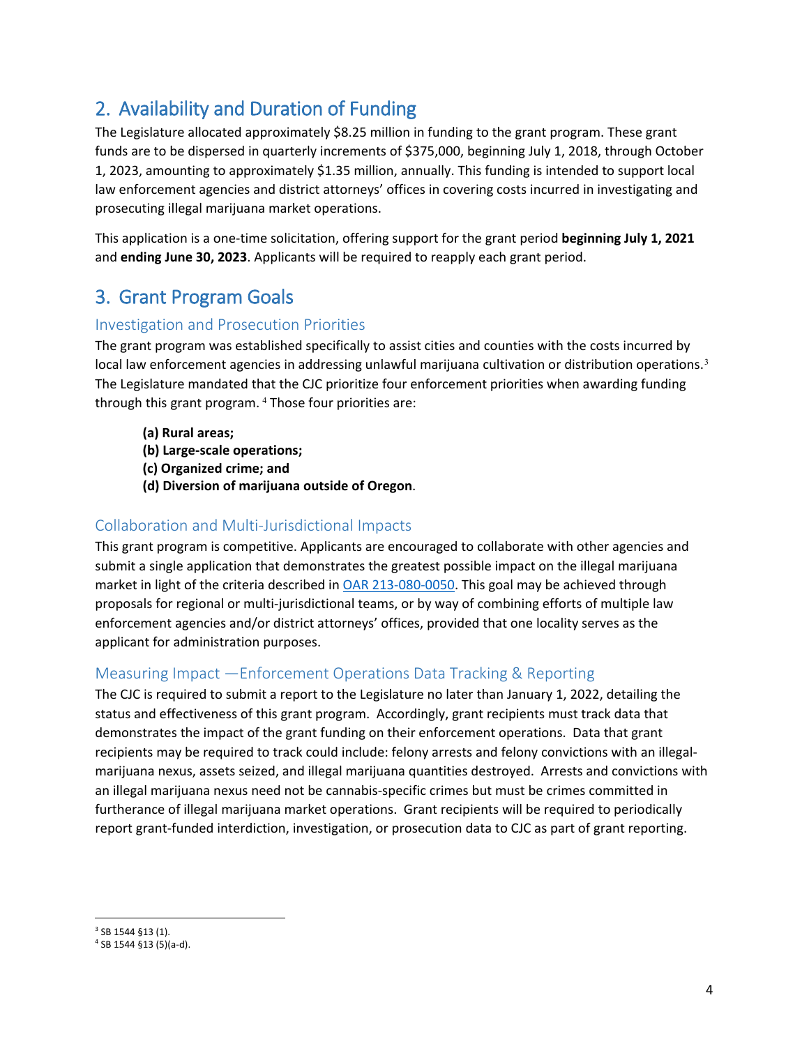## 2. Availability and Duration of Funding

The Legislature allocated approximately $8.25 million in funding to the grant program. These grant funds are to be dispersed in quarterly increments of $375,000, beginning July 1, 2018, through October 1, 2023, amounting to approximately $1.35 million, annually. This funding is intended to support local law enforcement agencies and district attorneys' offices in covering costs incurred in investigating and prosecuting illegal marijuana market operations.

This application is a one-time solicitation, offering support for the grant period **beginning July 1, 2021** and **ending June 30, 2023**. Applicants will be required to reapply each grant period.

## 3. Grant Program Goals

### Investigation and Prosecution Priorities

The grant program was established specifically to assist cities and counties with the costs incurred by local law enforcement agencies in addressing unlawful marijuana cultivation or distribution operations.[3] The Legislature mandated that the CJC prioritize four enforcement priorities when awarding funding through this grant program. [4] Those four priorities are:

**(a) Rural areas;**
**(b) Large-scale operations;**
**(c) Organized crime; and**
**(d) Diversion of marijuana outside of Oregon**.

### Collaboration and Multi-Jurisdictional Impacts

This grant program is competitive. Applicants are encouraged to collaborate with other agencies and submit a single application that demonstrates the greatest possible impact on the illegal marijuana market in light of the criteria described in OAR 213-080-0050. This goal may be achieved through proposals for regional or multi-jurisdictional teams, or by way of combining efforts of multiple law enforcement agencies and/or district attorneys' offices, provided that one locality serves as the applicant for administration purposes.

### Measuring Impact —Enforcement Operations Data Tracking & Reporting

The CJC is required to submit a report to the Legislature no later than January 1, 2022, detailing the status and effectiveness of this grant program. Accordingly, grant recipients must track data that demonstrates the impact of the grant funding on their enforcement operations. Data that grant recipients may be required to track could include: felony arrests and felony convictions with an illegal-marijuana nexus, assets seized, and illegal marijuana quantities destroyed. Arrests and convictions with an illegal marijuana nexus need not be cannabis-specific crimes but must be crimes committed in furtherance of illegal marijuana market operations. Grant recipients will be required to periodically report grant-funded interdiction, investigation, or prosecution data to CJC as part of grant reporting.

---

[3] SB 1544 §13 (1).
[4] SB 1544 §13 (5)(a-d).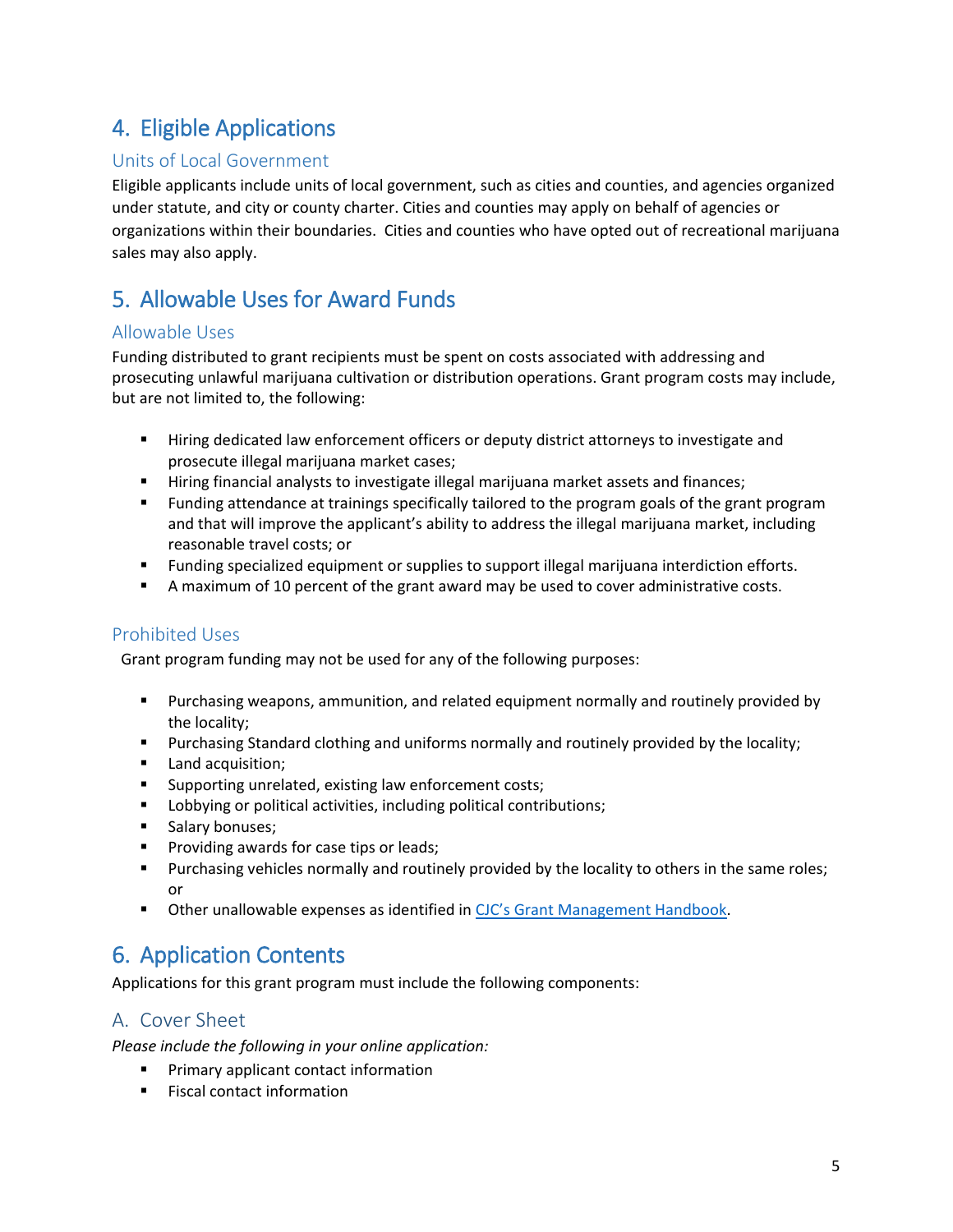## 4. Eligible Applications

### Units of Local Government

Eligible applicants include units of local government, such as cities and counties, and agencies organized under statute, and city or county charter. Cities and counties may apply on behalf of agencies or organizations within their boundaries. Cities and counties who have opted out of recreational marijuana sales may also apply.

## 5. Allowable Uses for Award Funds

### Allowable Uses

Funding distributed to grant recipients must be spent on costs associated with addressing and prosecuting unlawful marijuana cultivation or distribution operations. Grant program costs may include, but are not limited to, the following:

- Hiring dedicated law enforcement officers or deputy district attorneys to investigate and prosecute illegal marijuana market cases;
- Hiring financial analysts to investigate illegal marijuana market assets and finances;
- Funding attendance at trainings specifically tailored to the program goals of the grant program and that will improve the applicant's ability to address the illegal marijuana market, including reasonable travel costs; or
- Funding specialized equipment or supplies to support illegal marijuana interdiction efforts.
- A maximum of 10 percent of the grant award may be used to cover administrative costs.

### Prohibited Uses

Grant program funding may not be used for any of the following purposes:

- Purchasing weapons, ammunition, and related equipment normally and routinely provided by the locality;
- Purchasing Standard clothing and uniforms normally and routinely provided by the locality;
- Land acquisition;
- Supporting unrelated, existing law enforcement costs;
- Lobbying or political activities, including political contributions;
- Salary bonuses;
- Providing awards for case tips or leads;
- Purchasing vehicles normally and routinely provided by the locality to others in the same roles; or
- Other unallowable expenses as identified in CJC's Grant Management Handbook.

## 6. Application Contents

Applications for this grant program must include the following components:

### A. Cover Sheet

*Please include the following in your online application:*

- Primary applicant contact information
- Fiscal contact information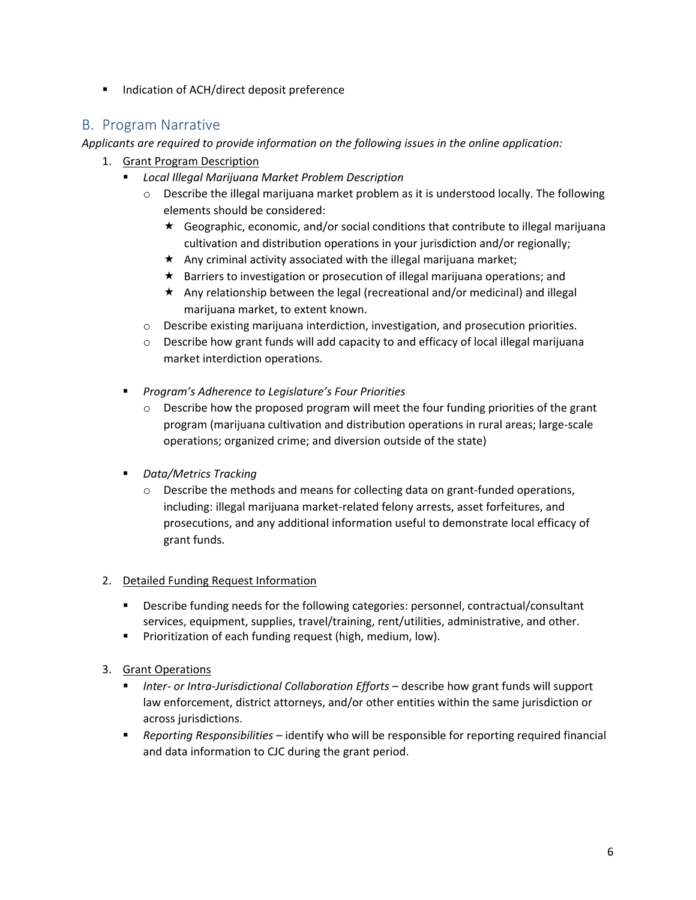- Indication of ACH/direct deposit preference

## B. Program Narrative

*Applicants are required to provide information on the following issues in the online application:*

1. Grant Program Description
   - *Local Illegal Marijuana Market Problem Description*
     - Describe the illegal marijuana market problem as it is understood locally. The following elements should be considered:
       - Geographic, economic, and/or social conditions that contribute to illegal marijuana cultivation and distribution operations in your jurisdiction and/or regionally;
       - Any criminal activity associated with the illegal marijuana market;
       - Barriers to investigation or prosecution of illegal marijuana operations; and
       - Any relationship between the legal (recreational and/or medicinal) and illegal marijuana market, to extent known.
     - Describe existing marijuana interdiction, investigation, and prosecution priorities.
     - Describe how grant funds will add capacity to and efficacy of local illegal marijuana market interdiction operations.
   - *Program's Adherence to Legislature's Four Priorities*
     - Describe how the proposed program will meet the four funding priorities of the grant program (marijuana cultivation and distribution operations in rural areas; large-scale operations; organized crime; and diversion outside of the state)
   - *Data/Metrics Tracking*
     - Describe the methods and means for collecting data on grant-funded operations, including: illegal marijuana market-related felony arrests, asset forfeitures, and prosecutions, and any additional information useful to demonstrate local efficacy of grant funds.

2. Detailed Funding Request Information
   - Describe funding needs for the following categories: personnel, contractual/consultant services, equipment, supplies, travel/training, rent/utilities, administrative, and other.
   - Prioritization of each funding request (high, medium, low).

3. Grant Operations
   - *Inter- or Intra-Jurisdictional Collaboration Efforts* – describe how grant funds will support law enforcement, district attorneys, and/or other entities within the same jurisdiction or across jurisdictions.
   - *Reporting Responsibilities* – identify who will be responsible for reporting required financial and data information to CJC during the grant period.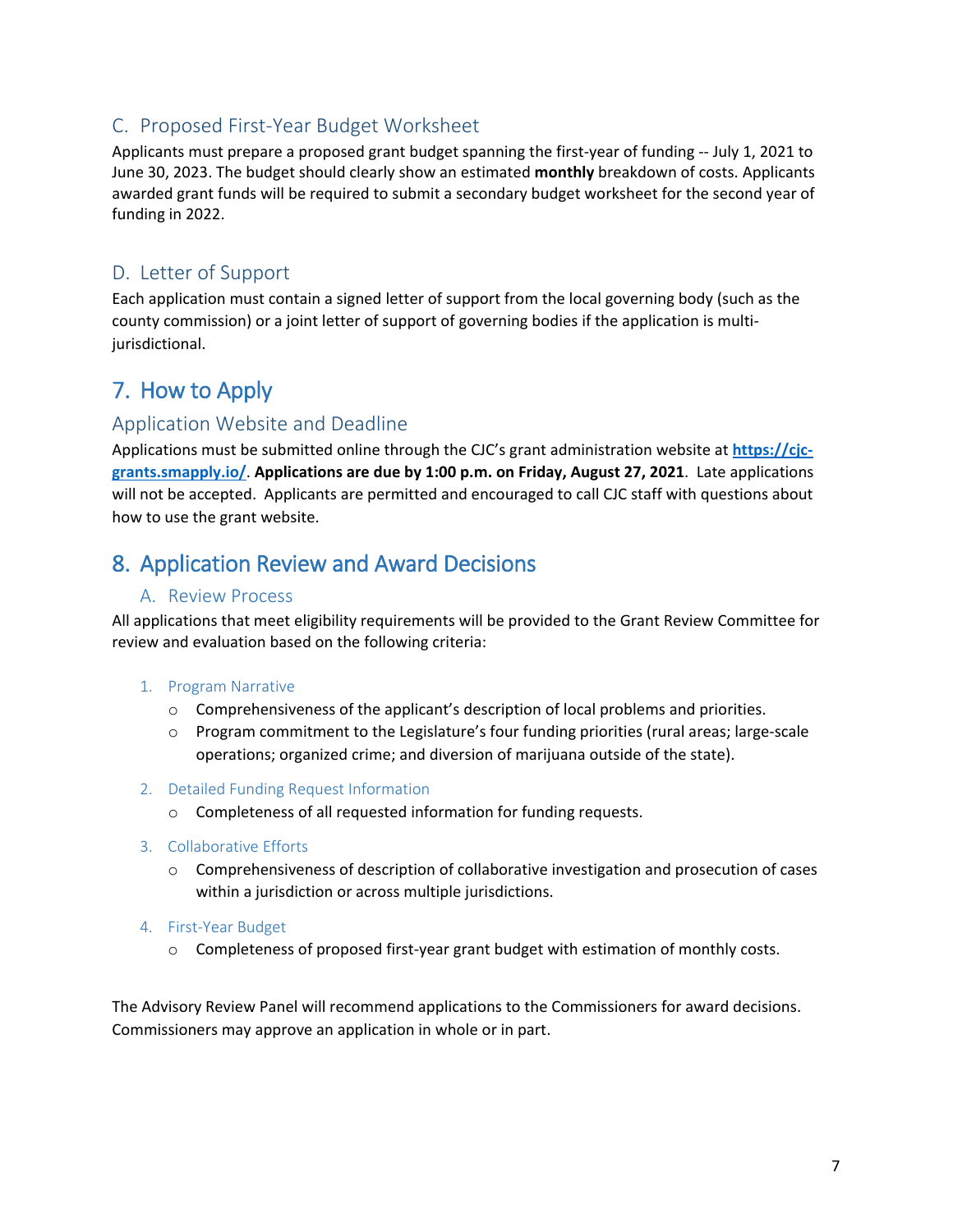### C. Proposed First-Year Budget Worksheet

Applicants must prepare a proposed grant budget spanning the first-year of funding -- July 1, 2021 to June 30, 2023. The budget should clearly show an estimated **monthly** breakdown of costs. Applicants awarded grant funds will be required to submit a secondary budget worksheet for the second year of funding in 2022.

### D. Letter of Support

Each application must contain a signed letter of support from the local governing body (such as the county commission) or a joint letter of support of governing bodies if the application is multi-jurisdictional.

## 7. How to Apply

### Application Website and Deadline

Applications must be submitted online through the CJC's grant administration website at **https://cjc-grants.smapply.io/**. **Applications are due by 1:00 p.m. on Friday, August 27, 2021**. Late applications will not be accepted. Applicants are permitted and encouraged to call CJC staff with questions about how to use the grant website.

## 8. Application Review and Award Decisions

### A. Review Process

All applications that meet eligibility requirements will be provided to the Grant Review Committee for review and evaluation based on the following criteria:

1. Program Narrative
   - Comprehensiveness of the applicant's description of local problems and priorities.
   - Program commitment to the Legislature's four funding priorities (rural areas; large-scale operations; organized crime; and diversion of marijuana outside of the state).
2. Detailed Funding Request Information
   - Completeness of all requested information for funding requests.
3. Collaborative Efforts
   - Comprehensiveness of description of collaborative investigation and prosecution of cases within a jurisdiction or across multiple jurisdictions.
4. First-Year Budget
   - Completeness of proposed first-year grant budget with estimation of monthly costs.

The Advisory Review Panel will recommend applications to the Commissioners for award decisions. Commissioners may approve an application in whole or in part.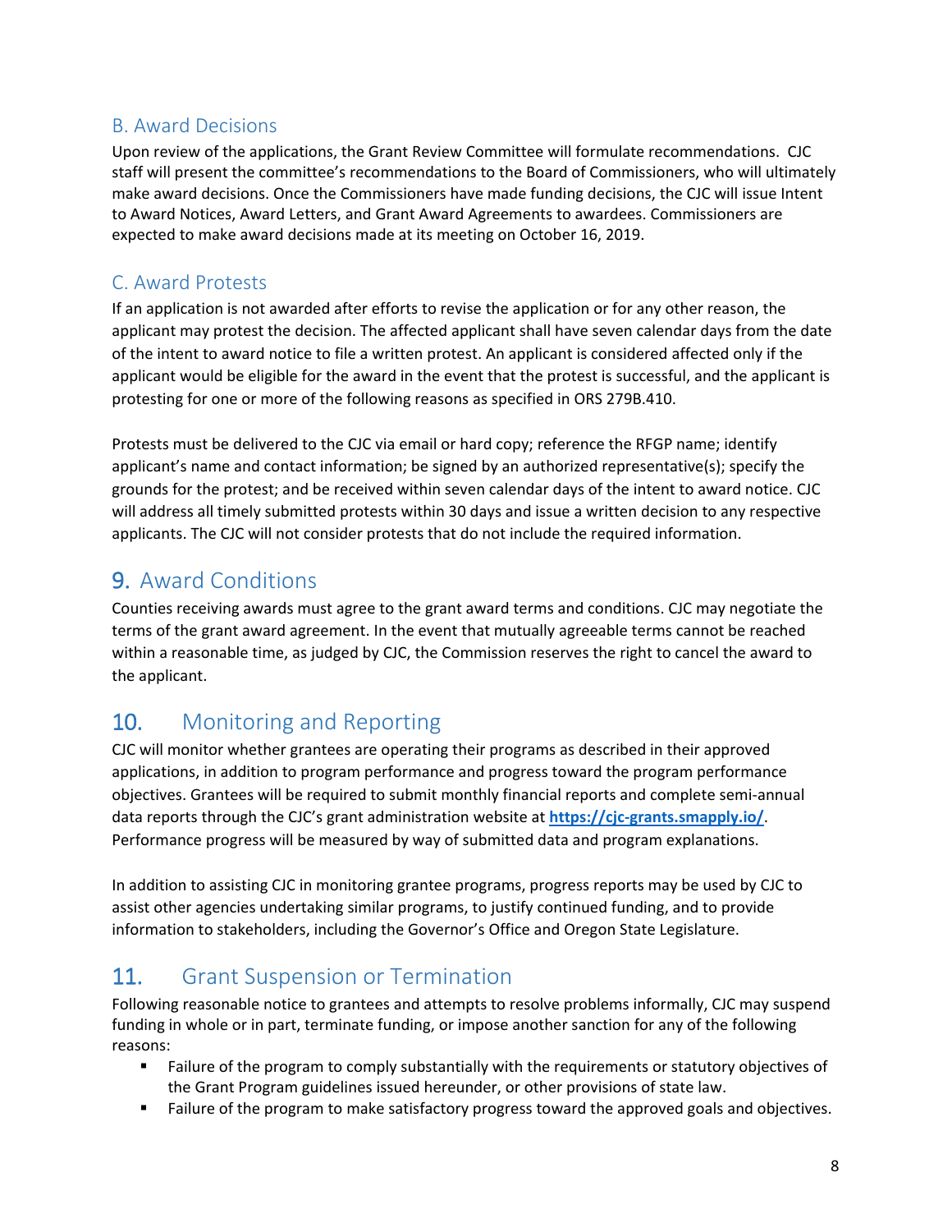### B. Award Decisions

Upon review of the applications, the Grant Review Committee will formulate recommendations. CJC staff will present the committee's recommendations to the Board of Commissioners, who will ultimately make award decisions. Once the Commissioners have made funding decisions, the CJC will issue Intent to Award Notices, Award Letters, and Grant Award Agreements to awardees. Commissioners are expected to make award decisions made at its meeting on October 16, 2019.

### C. Award Protests

If an application is not awarded after efforts to revise the application or for any other reason, the applicant may protest the decision. The affected applicant shall have seven calendar days from the date of the intent to award notice to file a written protest. An applicant is considered affected only if the applicant would be eligible for the award in the event that the protest is successful, and the applicant is protesting for one or more of the following reasons as specified in ORS 279B.410.

Protests must be delivered to the CJC via email or hard copy; reference the RFGP name; identify applicant's name and contact information; be signed by an authorized representative(s); specify the grounds for the protest; and be received within seven calendar days of the intent to award notice. CJC will address all timely submitted protests within 30 days and issue a written decision to any respective applicants. The CJC will not consider protests that do not include the required information.

## 9. Award Conditions

Counties receiving awards must agree to the grant award terms and conditions. CJC may negotiate the terms of the grant award agreement. In the event that mutually agreeable terms cannot be reached within a reasonable time, as judged by CJC, the Commission reserves the right to cancel the award to the applicant.

## 10. Monitoring and Reporting

CJC will monitor whether grantees are operating their programs as described in their approved applications, in addition to program performance and progress toward the program performance objectives. Grantees will be required to submit monthly financial reports and complete semi-annual data reports through the CJC's grant administration website at **https://cjc-grants.smapply.io/**. Performance progress will be measured by way of submitted data and program explanations.

In addition to assisting CJC in monitoring grantee programs, progress reports may be used by CJC to assist other agencies undertaking similar programs, to justify continued funding, and to provide information to stakeholders, including the Governor's Office and Oregon State Legislature.

## 11. Grant Suspension or Termination

Following reasonable notice to grantees and attempts to resolve problems informally, CJC may suspend funding in whole or in part, terminate funding, or impose another sanction for any of the following reasons:

- Failure of the program to comply substantially with the requirements or statutory objectives of the Grant Program guidelines issued hereunder, or other provisions of state law.
- Failure of the program to make satisfactory progress toward the approved goals and objectives.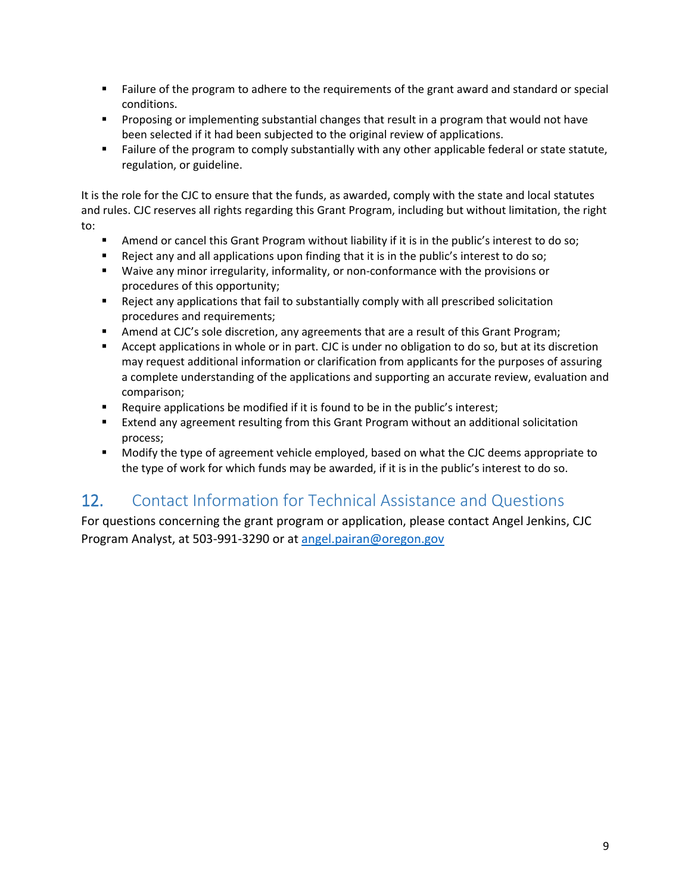- Failure of the program to adhere to the requirements of the grant award and standard or special conditions.
- Proposing or implementing substantial changes that result in a program that would not have been selected if it had been subjected to the original review of applications.
- Failure of the program to comply substantially with any other applicable federal or state statute, regulation, or guideline.

It is the role for the CJC to ensure that the funds, as awarded, comply with the state and local statutes and rules. CJC reserves all rights regarding this Grant Program, including but without limitation, the right to:

- Amend or cancel this Grant Program without liability if it is in the public's interest to do so;
- Reject any and all applications upon finding that it is in the public's interest to do so;
- Waive any minor irregularity, informality, or non-conformance with the provisions or procedures of this opportunity;
- Reject any applications that fail to substantially comply with all prescribed solicitation procedures and requirements;
- Amend at CJC's sole discretion, any agreements that are a result of this Grant Program;
- Accept applications in whole or in part. CJC is under no obligation to do so, but at its discretion may request additional information or clarification from applicants for the purposes of assuring a complete understanding of the applications and supporting an accurate review, evaluation and comparison;
- Require applications be modified if it is found to be in the public's interest;
- Extend any agreement resulting from this Grant Program without an additional solicitation process;
- Modify the type of agreement vehicle employed, based on what the CJC deems appropriate to the type of work for which funds may be awarded, if it is in the public's interest to do so.

## 12. Contact Information for Technical Assistance and Questions

For questions concerning the grant program or application, please contact Angel Jenkins, CJC Program Analyst, at 503-991-3290 or at angel.pairan@oregon.gov